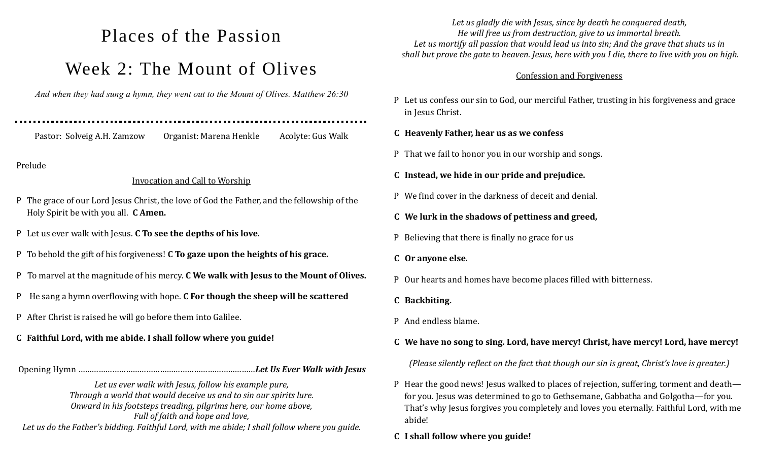# Places of the Passion

## Week 2: The Mount of Olives

*And when they had sung a hymn, they went out to the Mount of Olives. Matthew 26:30*

---

Pastor: Solveig A.H. Zamzow  Organist: Marena Henkle  Acolyte: Gus Walk

Prelude

Invocation and Call to Worship

P The grace of our Lord Jesus Christ, the love of God the Father, and the fellowship of the Holy Spirit be with you all. **C Amen.**

P Let us ever walk with Jesus. **C To see the depths of his love.**

P To behold the gift of his forgiveness! **C To gaze upon the heights of his grace.**

P To marvel at the magnitude of his mercy. **C We walk with Jesus to the Mount of Olives.**

P He sang a hymn overflowing with hope. **C For though the sheep will be scattered**

P After Christ is raised he will go before them into Galilee.

**C Faithful Lord, with me abide. I shall follow where you guide!**

Opening Hymn ……………………………………………………………………***Let Us Ever Walk with Jesus***

*Let us ever walk with Jesus, follow his example pure,*
*Through a world that would deceive us and to sin our spirits lure.*
*Onward in his footsteps treading, pilgrims here, our home above,*
*Full of faith and hope and love,*
*Let us do the Father's bidding. Faithful Lord, with me abide; I shall follow where you guide.*

*Let us gladly die with Jesus, since by death he conquered death,*
*He will free us from destruction, give to us immortal breath.*
*Let us mortify all passion that would lead us into sin; And the grave that shuts us in*
*shall but prove the gate to heaven. Jesus, here with you I die, there to live with you on high.*

Confession and Forgiveness

P Let us confess our sin to God, our merciful Father, trusting in his forgiveness and grace in Jesus Christ.

**C Heavenly Father, hear us as we confess**

P That we fail to honor you in our worship and songs.

**C Instead, we hide in our pride and prejudice.**

P We find cover in the darkness of deceit and denial.

**C We lurk in the shadows of pettiness and greed,**

P Believing that there is finally no grace for us

**C Or anyone else.**

P Our hearts and homes have become places filled with bitterness.

**C Backbiting.**

P And endless blame.

**C We have no song to sing. Lord, have mercy! Christ, have mercy! Lord, have mercy!**

*(Please silently reflect on the fact that though our sin is great, Christ's love is greater.)*

P Hear the good news! Jesus walked to places of rejection, suffering, torment and death—for you. Jesus was determined to go to Gethsemane, Gabbatha and Golgotha—for you. That's why Jesus forgives you completely and loves you eternally. Faithful Lord, with me abide!

**C I shall follow where you guide!**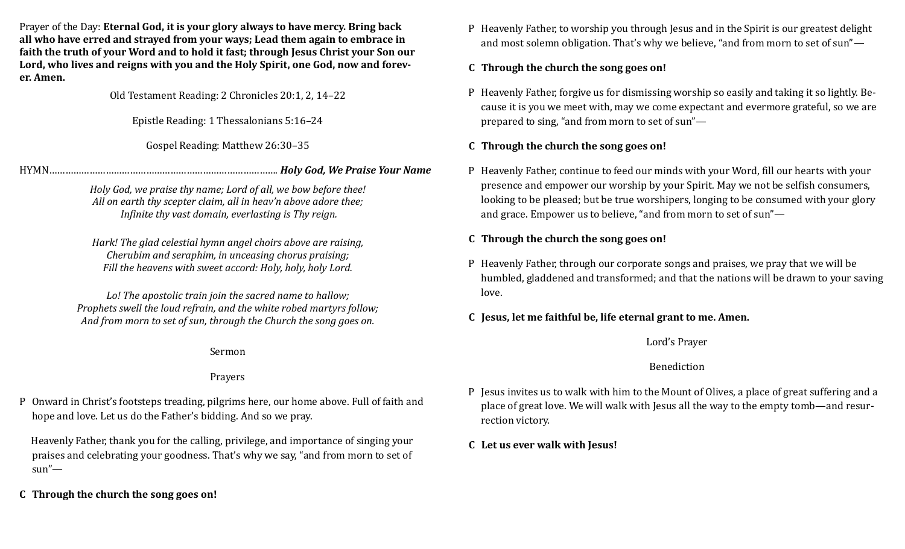Prayer of the Day: **Eternal God, it is your glory always to have mercy. Bring back all who have erred and strayed from your ways; Lead them again to embrace in faith the truth of your Word and to hold it fast; through Jesus Christ your Son our Lord, who lives and reigns with you and the Holy Spirit, one God, now and forever. Amen.**

Old Testament Reading: 2 Chronicles 20:1, 2, 14–22

Epistle Reading: 1 Thessalonians 5:16–24

Gospel Reading: Matthew 26:30–35

HYMN…………………………………………………………………….. ***Holy God, We Praise Your Name***

*Holy God, we praise thy name; Lord of all, we bow before thee!*
*All on earth thy scepter claim, all in heav'n above adore thee;*
*Infinite thy vast domain, everlasting is Thy reign.*

*Hark! The glad celestial hymn angel choirs above are raising,*
*Cherubim and seraphim, in unceasing chorus praising;*
*Fill the heavens with sweet accord: Holy, holy, holy Lord.*

*Lo! The apostolic train join the sacred name to hallow;*
*Prophets swell the loud refrain, and the white robed martyrs follow;*
*And from morn to set of sun, through the Church the song goes on.*

Sermon

Prayers

P Onward in Christ's footsteps treading, pilgrims here, our home above. Full of faith and hope and love. Let us do the Father's bidding. And so we pray.

Heavenly Father, thank you for the calling, privilege, and importance of singing your praises and celebrating your goodness. That's why we say, "and from morn to set of sun"—

**C Through the church the song goes on!**

P Heavenly Father, to worship you through Jesus and in the Spirit is our greatest delight and most solemn obligation. That's why we believe, "and from morn to set of sun"—

**C Through the church the song goes on!**

P Heavenly Father, forgive us for dismissing worship so easily and taking it so lightly. Because it is you we meet with, may we come expectant and evermore grateful, so we are prepared to sing, "and from morn to set of sun"—

**C Through the church the song goes on!**

P Heavenly Father, continue to feed our minds with your Word, fill our hearts with your presence and empower our worship by your Spirit. May we not be selfish consumers, looking to be pleased; but be true worshipers, longing to be consumed with your glory and grace. Empower us to believe, "and from morn to set of sun"—

**C Through the church the song goes on!**

P Heavenly Father, through our corporate songs and praises, we pray that we will be humbled, gladdened and transformed; and that the nations will be drawn to your saving love.

**C Jesus, let me faithful be, life eternal grant to me. Amen.**

Lord's Prayer

Benediction

P Jesus invites us to walk with him to the Mount of Olives, a place of great suffering and a place of great love. We will walk with Jesus all the way to the empty tomb—and resurrection victory.

**C Let us ever walk with Jesus!**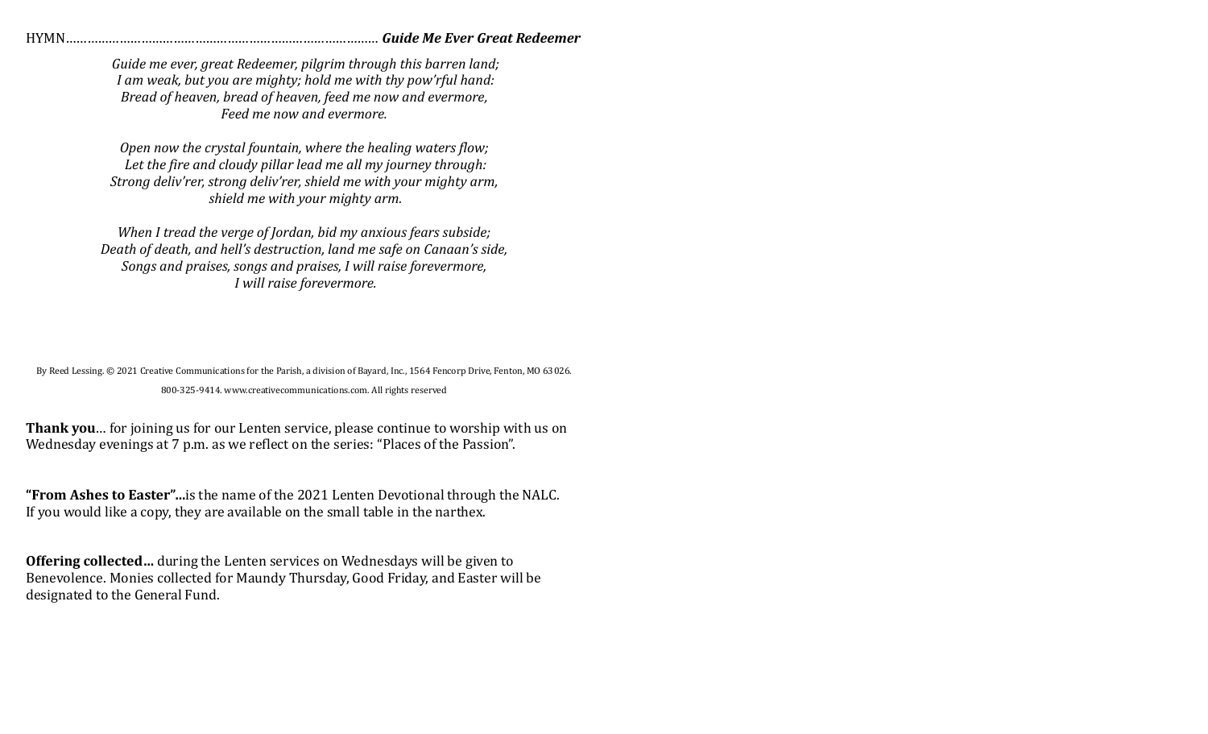HYMN………………………………………………………………………… ***Guide Me Ever Great Redeemer***

*Guide me ever, great Redeemer, pilgrim through this barren land;*
*I am weak, but you are mighty; hold me with thy pow'rful hand:*
*Bread of heaven, bread of heaven, feed me now and evermore,*
*Feed me now and evermore.*

*Open now the crystal fountain, where the healing waters flow;*
*Let the fire and cloudy pillar lead me all my journey through:*
*Strong deliv'rer, strong deliv'rer, shield me with your mighty arm,*
*shield me with your mighty arm.*

*When I tread the verge of Jordan, bid my anxious fears subside;*
*Death of death, and hell's destruction, land me safe on Canaan's side,*
*Songs and praises, songs and praises, I will raise forevermore,*
*I will raise forevermore.*

By Reed Lessing. © 2021 Creative Communications for the Parish, a division of Bayard, Inc., 1564 Fencorp Drive, Fenton, MO 63026. 800-325-9414. www.creativecommunications.com. All rights reserved

**Thank you**… for joining us for our Lenten service, please continue to worship with us on Wednesday evenings at 7 p.m. as we reflect on the series: "Places of the Passion".

**"From Ashes to Easter"...**is the name of the 2021 Lenten Devotional through the NALC. If you would like a copy, they are available on the small table in the narthex.

**Offering collected…** during the Lenten services on Wednesdays will be given to Benevolence. Monies collected for Maundy Thursday, Good Friday, and Easter will be designated to the General Fund.